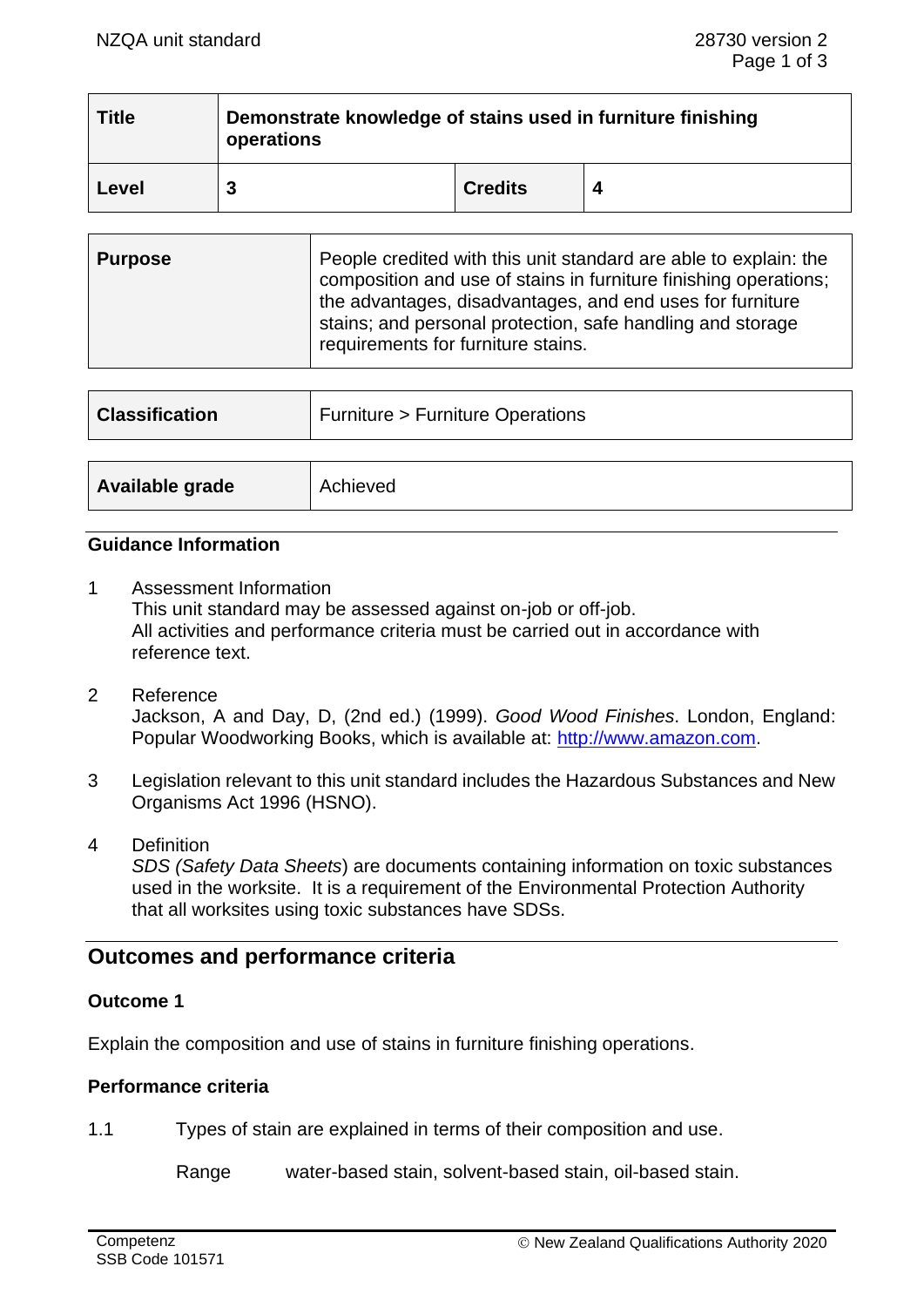| Title | Demonstrate knowledge of stains used in furniture finishing operations | | |
|---|---|---|---|
| Level | 3 | Credits | 4 |

| Purpose | People credited with this unit standard are able to explain: the composition and use of stains in furniture finishing operations; the advantages, disadvantages, and end uses for furniture stains; and personal protection, safe handling and storage requirements for furniture stains. |
|---|---|

| Classification | Furniture > Furniture Operations |
|---|---|

| Available grade | Achieved |
|---|---|

### Guidance Information

1. Assessment Information
   This unit standard may be assessed against on-job or off-job.
   All activities and performance criteria must be carried out in accordance with reference text.

2. Reference
   Jackson, A and Day, D, (2nd ed.) (1999). *Good Wood Finishes*. London, England: Popular Woodworking Books, which is available at: http://www.amazon.com.

3. Legislation relevant to this unit standard includes the Hazardous Substances and New Organisms Act 1996 (HSNO).

4. Definition
   *SDS (Safety Data Sheets*) are documents containing information on toxic substances used in the worksite. It is a requirement of the Environmental Protection Authority that all worksites using toxic substances have SDSs.

## Outcomes and performance criteria

### Outcome 1

Explain the composition and use of stains in furniture finishing operations.

#### Performance criteria

1.1 Types of stain are explained in terms of their composition and use.

Range water-based stain, solvent-based stain, oil-based stain.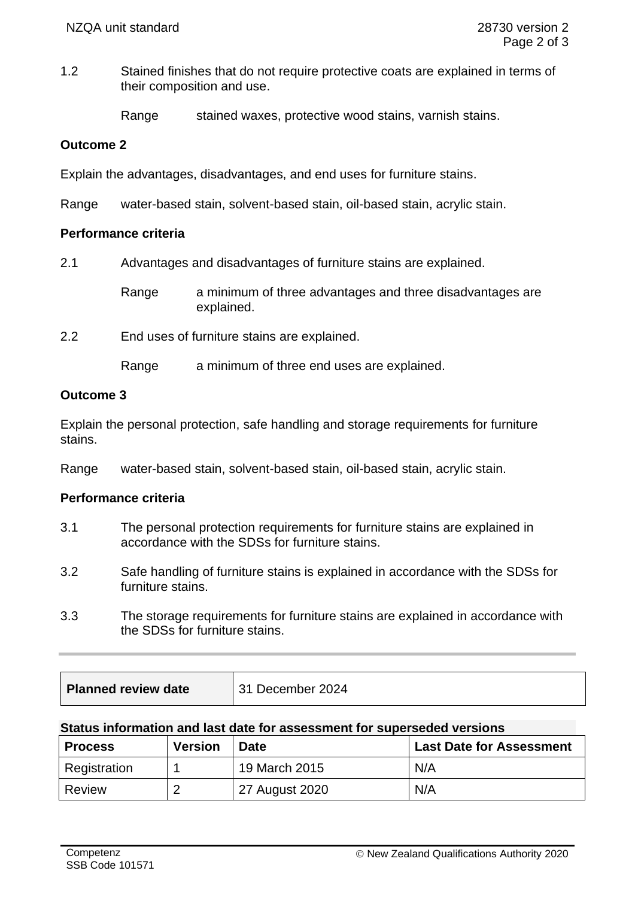1.2 Stained finishes that do not require protective coats are explained in terms of their composition and use.

Range stained waxes, protective wood stains, varnish stains.

**Outcome 2**

Explain the advantages, disadvantages, and end uses for furniture stains.

Range water-based stain, solvent-based stain, oil-based stain, acrylic stain.

**Performance criteria**

2.1 Advantages and disadvantages of furniture stains are explained.

Range a minimum of three advantages and three disadvantages are explained.

2.2 End uses of furniture stains are explained.

Range a minimum of three end uses are explained.

**Outcome 3**

Explain the personal protection, safe handling and storage requirements for furniture stains.

Range water-based stain, solvent-based stain, oil-based stain, acrylic stain.

**Performance criteria**

3.1 The personal protection requirements for furniture stains are explained in accordance with the SDSs for furniture stains.

3.2 Safe handling of furniture stains is explained in accordance with the SDSs for furniture stains.

3.3 The storage requirements for furniture stains are explained in accordance with the SDSs for furniture stains.

---

| **Planned review date** | 31 December 2024 |
|---|---|

**Status information and last date for assessment for superseded versions**

| Process | Version | Date | Last Date for Assessment |
|---|---|---|---|
| Registration | 1 | 19 March 2015 | N/A |
| Review | 2 | 27 August 2020 | N/A |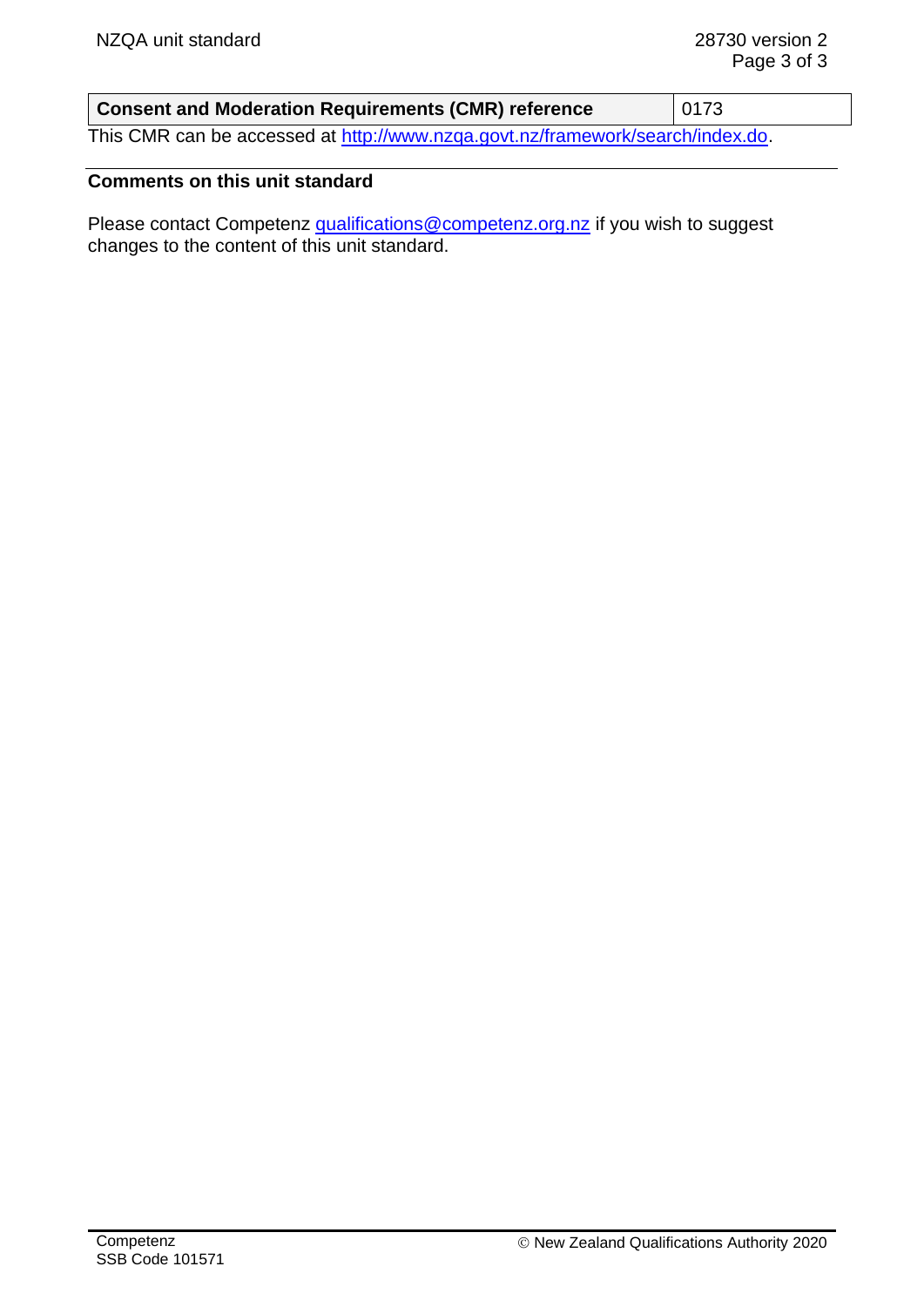| Consent and Moderation Requirements (CMR) reference | 0173 |
| --- | --- |

This CMR can be accessed at http://www.nzqa.govt.nz/framework/search/index.do.

## Comments on this unit standard

Please contact Competenz qualifications@competenz.org.nz if you wish to suggest changes to the content of this unit standard.